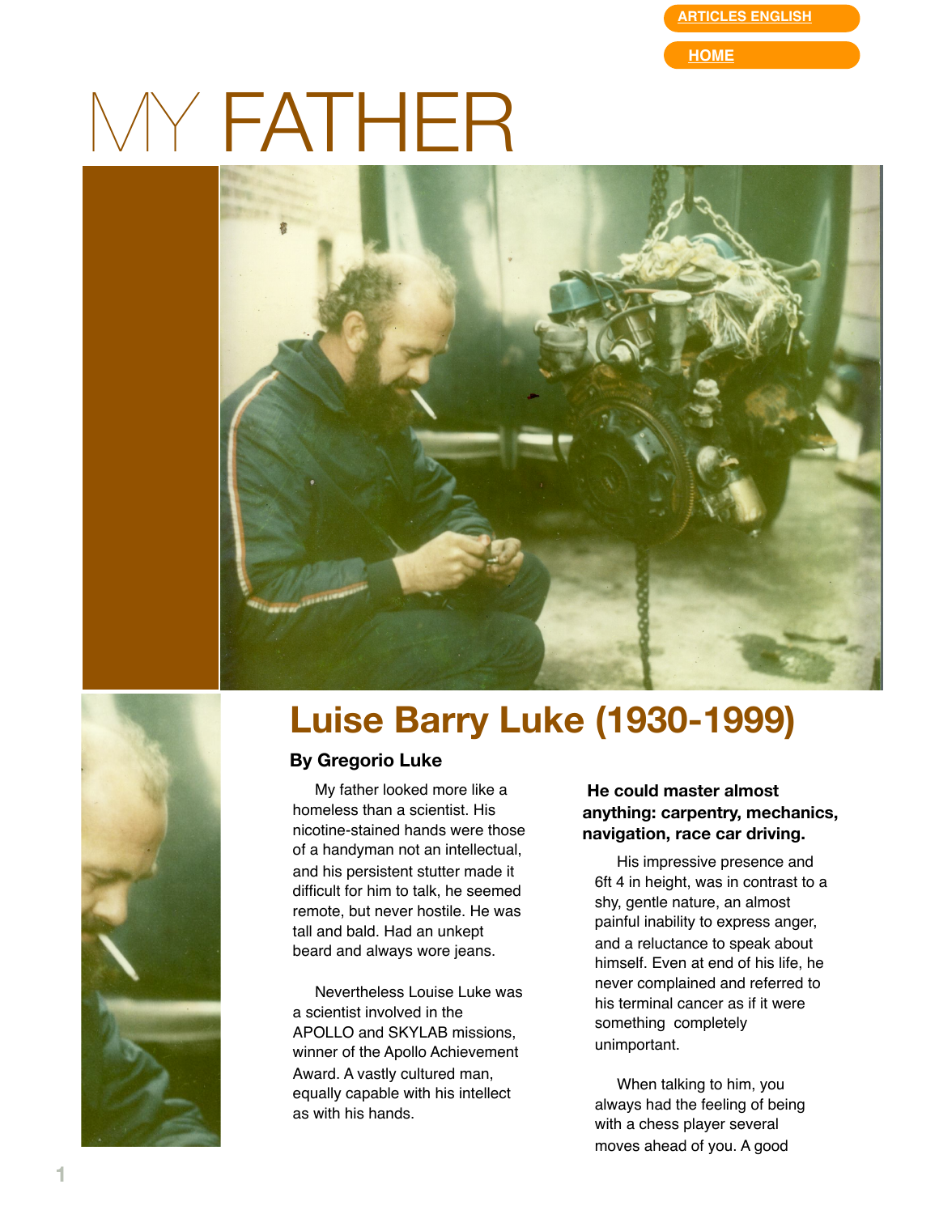ARTICLES ENGLISH

HOME

# MY FATHER

## Luise Barry Luke (1930-1999)

**By Gregorio Luke**

My father looked more like a homeless than a scientist. His nicotine-stained hands were those of a handyman not an intellectual, and his persistent stutter made it difficult for him to talk, he seemed remote, but never hostile. He was tall and bald. Had an unkept beard and always wore jeans.

Nevertheless Louise Luke was a scientist involved in the APOLLO and SKYLAB missions, winner of the Apollo Achievement Award. A vastly cultured man, equally capable with his intellect as with his hands.

**He could master almost anything: carpentry, mechanics, navigation, race car driving.**

His impressive presence and 6ft 4 in height, was in contrast to a shy, gentle nature, an almost painful inability to express anger, and a reluctance to speak about himself. Even at end of his life, he never complained and referred to his terminal cancer as if it were something completely unimportant.

When talking to him, you always had the feeling of being with a chess player several moves ahead of you. A good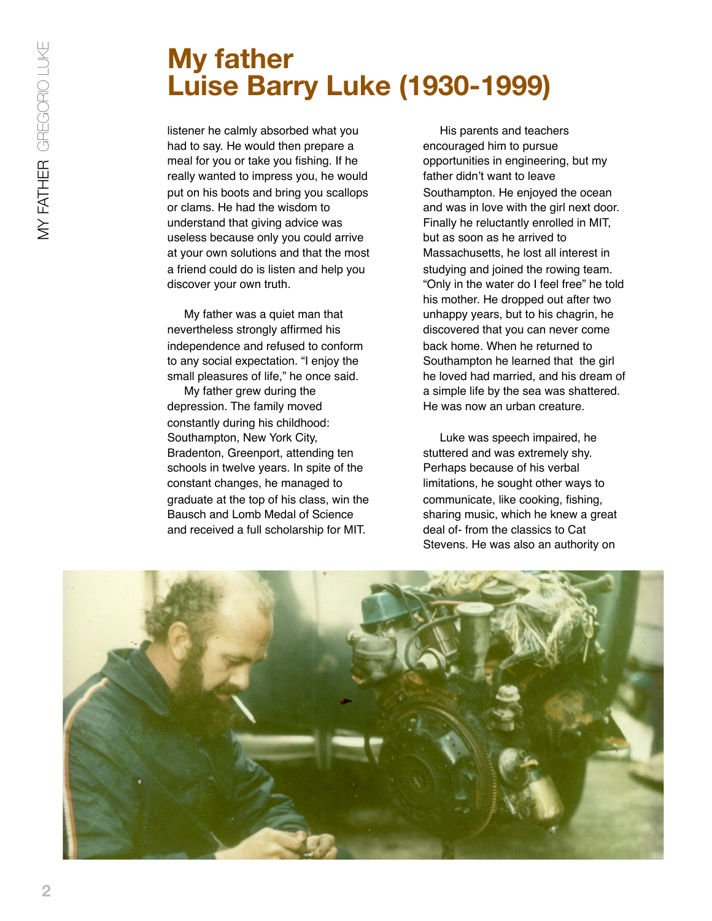# My father Luise Barry Luke (1930-1999)

listener he calmly absorbed what you had to say. He would then prepare a meal for you or take you fishing. If he really wanted to impress you, he would put on his boots and bring you scallops or clams. He had the wisdom to understand that giving advice was useless because only you could arrive at your own solutions and that the most a friend could do is listen and help you discover your own truth.

My father was a quiet man that nevertheless strongly affirmed his independence and refused to conform to any social expectation. "I enjoy the small pleasures of life," he once said.

My father grew during the depression. The family moved constantly during his childhood: Southampton, New York City, Bradenton, Greenport, attending ten schools in twelve years. In spite of the constant changes, he managed to graduate at the top of his class, win the Bausch and Lomb Medal of Science and received a full scholarship for MIT.

His parents and teachers encouraged him to pursue opportunities in engineering, but my father didn't want to leave Southampton. He enjoyed the ocean and was in love with the girl next door. Finally he reluctantly enrolled in MIT, but as soon as he arrived to Massachusetts, he lost all interest in studying and joined the rowing team. "Only in the water do I feel free" he told his mother. He dropped out after two unhappy years, but to his chagrin, he discovered that you can never come back home. When he returned to Southampton he learned that the girl he loved had married, and his dream of a simple life by the sea was shattered. He was now an urban creature.

Luke was speech impaired, he stuttered and was extremely shy. Perhaps because of his verbal limitations, he sought other ways to communicate, like cooking, fishing, sharing music, which he knew a great deal of- from the classics to Cat Stevens. He was also an authority on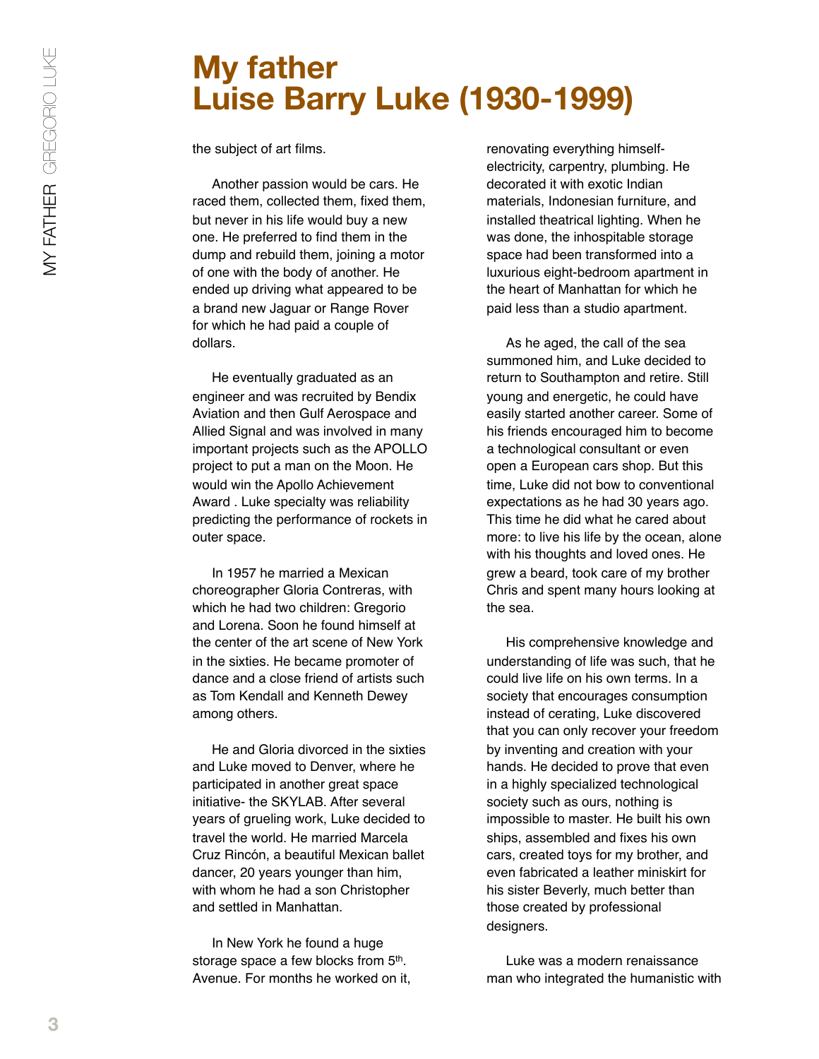# My father Luise Barry Luke (1930-1999)

the subject of art films.

Another passion would be cars. He raced them, collected them, fixed them, but never in his life would buy a new one. He preferred to find them in the dump and rebuild them, joining a motor of one with the body of another. He ended up driving what appeared to be a brand new Jaguar or Range Rover for which he had paid a couple of dollars.

He eventually graduated as an engineer and was recruited by Bendix Aviation and then Gulf Aerospace and Allied Signal and was involved in many important projects such as the APOLLO project to put a man on the Moon. He would win the Apollo Achievement Award . Luke specialty was reliability predicting the performance of rockets in outer space.

In 1957 he married a Mexican choreographer Gloria Contreras, with which he had two children: Gregorio and Lorena. Soon he found himself at the center of the art scene of New York in the sixties. He became promoter of dance and a close friend of artists such as Tom Kendall and Kenneth Dewey among others.

He and Gloria divorced in the sixties and Luke moved to Denver, where he participated in another great space initiative- the SKYLAB. After several years of grueling work, Luke decided to travel the world. He married Marcela Cruz Rincón, a beautiful Mexican ballet dancer, 20 years younger than him, with whom he had a son Christopher and settled in Manhattan.

In New York he found a huge storage space a few blocks from 5th. Avenue. For months he worked on it, renovating everything himself- electricity, carpentry, plumbing. He decorated it with exotic Indian materials, Indonesian furniture, and installed theatrical lighting. When he was done, the inhospitable storage space had been transformed into a luxurious eight-bedroom apartment in the heart of Manhattan for which he paid less than a studio apartment.

As he aged, the call of the sea summoned him, and Luke decided to return to Southampton and retire. Still young and energetic, he could have easily started another career. Some of his friends encouraged him to become a technological consultant or even open a European cars shop. But this time, Luke did not bow to conventional expectations as he had 30 years ago. This time he did what he cared about more: to live his life by the ocean, alone with his thoughts and loved ones. He grew a beard, took care of my brother Chris and spent many hours looking at the sea.

His comprehensive knowledge and understanding of life was such, that he could live life on his own terms. In a society that encourages consumption instead of cerating, Luke discovered that you can only recover your freedom by inventing and creation with your hands. He decided to prove that even in a highly specialized technological society such as ours, nothing is impossible to master. He built his own ships, assembled and fixes his own cars, created toys for my brother, and even fabricated a leather miniskirt for his sister Beverly, much better than those created by professional designers.

Luke was a modern renaissance man who integrated the humanistic with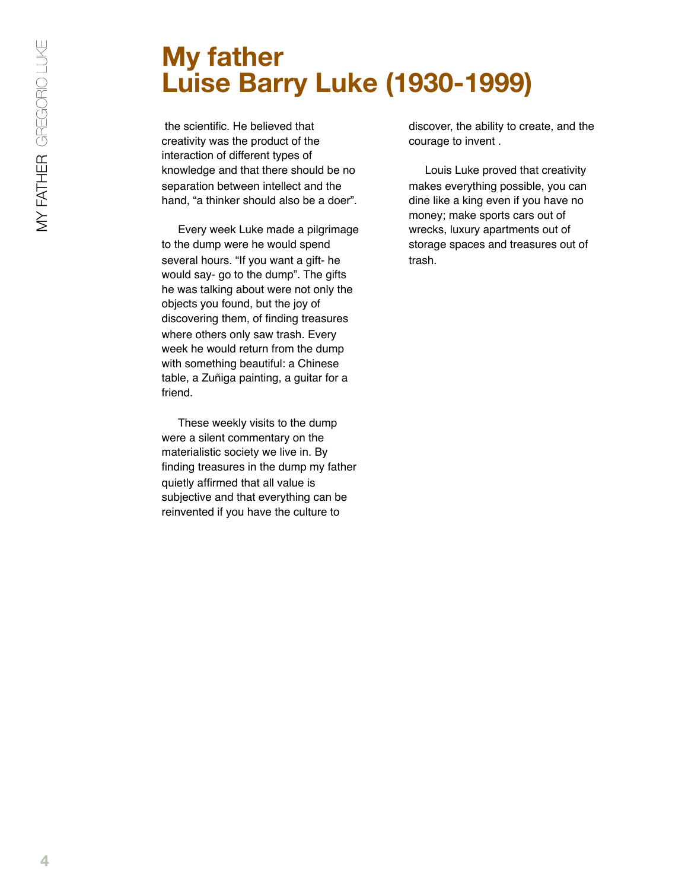# My father
# Luise Barry Luke (1930-1999)

the scientific. He believed that creativity was the product of the interaction of different types of knowledge and that there should be no separation between intellect and the hand, "a thinker should also be a doer".

Every week Luke made a pilgrimage to the dump were he would spend several hours. "If you want a gift- he would say- go to the dump". The gifts he was talking about were not only the objects you found, but the joy of discovering them, of finding treasures where others only saw trash. Every week he would return from the dump with something beautiful: a Chinese table, a Zuñiga painting, a guitar for a friend.

These weekly visits to the dump were a silent commentary on the materialistic society we live in. By finding treasures in the dump my father quietly affirmed that all value is subjective and that everything can be reinvented if you have the culture to discover, the ability to create, and the courage to invent .

Louis Luke proved that creativity makes everything possible, you can dine like a king even if you have no money; make sports cars out of wrecks, luxury apartments out of storage spaces and treasures out of trash.